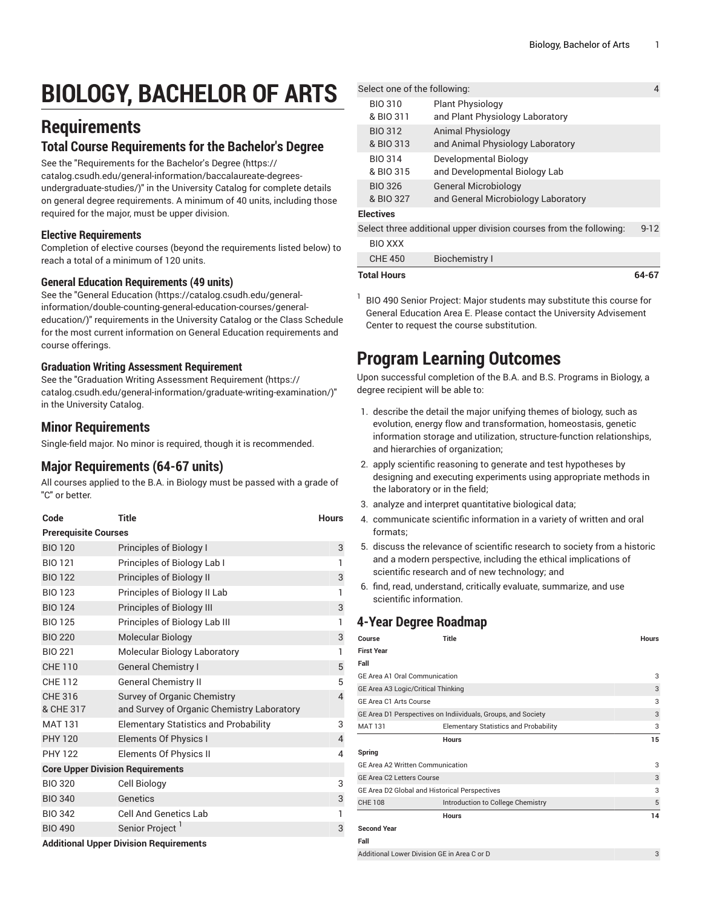# BIOLOGY, BACHELOR OF ARTS

## Requirements

### Total Course Requirements for the Bachelor's Degree

See the "Requirements for the Bachelor's Degree (https://catalog.csudh.edu/general-information/baccalaureate-degrees-undergraduate-studies/)" in the University Catalog for complete details on general degree requirements. A minimum of 40 units, including those required for the major, must be upper division.

#### Elective Requirements

Completion of elective courses (beyond the requirements listed below) to reach a total of a minimum of 120 units.

#### General Education Requirements (49 units)

See the "General Education (https://catalog.csudh.edu/general-information/double-counting-general-education-courses/general-education/)" requirements in the University Catalog or the Class Schedule for the most current information on General Education requirements and course offerings.

#### Graduation Writing Assessment Requirement

See the "Graduation Writing Assessment Requirement (https://catalog.csudh.edu/general-information/graduate-writing-examination/)" in the University Catalog.

### Minor Requirements

Single-field major. No minor is required, though it is recommended.

### Major Requirements (64-67 units)

All courses applied to the B.A. in Biology must be passed with a grade of "C" or better.

| Code | Title | Hours |
|---|---|---|
| **Prerequisite Courses** | | |
| BIO 120 | Principles of Biology I | 3 |
| BIO 121 | Principles of Biology Lab I | 1 |
| BIO 122 | Principles of Biology II | 3 |
| BIO 123 | Principles of Biology II Lab | 1 |
| BIO 124 | Principles of Biology III | 3 |
| BIO 125 | Principles of Biology Lab III | 1 |
| BIO 220 | Molecular Biology | 3 |
| BIO 221 | Molecular Biology Laboratory | 1 |
| CHE 110 | General Chemistry I | 5 |
| CHE 112 | General Chemistry II | 5 |
| CHE 316 & CHE 317 | Survey of Organic Chemistry and Survey of Organic Chemistry Laboratory | 4 |
| MAT 131 | Elementary Statistics and Probability | 3 |
| PHY 120 | Elements Of Physics I | 4 |
| PHY 122 | Elements Of Physics II | 4 |
| **Core Upper Division Requirements** | | |
| BIO 320 | Cell Biology | 3 |
| BIO 340 | Genetics | 3 |
| BIO 342 | Cell And Genetics Lab | 1 |
| BIO 490 | Senior Project [1] | 3 |
| **Additional Upper Division Requirements** | | |
| Select one of the following: | | 4 |
| BIO 310 & BIO 311 | Plant Physiology and Plant Physiology Laboratory | |
| BIO 312 & BIO 313 | Animal Physiology and Animal Physiology Laboratory | |
| BIO 314 & BIO 315 | Developmental Biology and Developmental Biology Lab | |
| BIO 326 & BIO 327 | General Microbiology and General Microbiology Laboratory | |
| **Electives** | | |
| Select three additional upper division courses from the following: | | 9-12 |
| BIO XXX | | |
| CHE 450 | Biochemistry I | |
| **Total Hours** | | **64-67** |

[1] BIO 490 Senior Project: Major students may substitute this course for General Education Area E. Please contact the University Advisement Center to request the course substitution.

## Program Learning Outcomes

Upon successful completion of the B.A. and B.S. Programs in Biology, a degree recipient will be able to:

1. describe the detail the major unifying themes of biology, such as evolution, energy flow and transformation, homeostasis, genetic information storage and utilization, structure-function relationships, and hierarchies of organization;
2. apply scientific reasoning to generate and test hypotheses by designing and executing experiments using appropriate methods in the laboratory or in the field;
3. analyze and interpret quantitative biological data;
4. communicate scientific information in a variety of written and oral formats;
5. discuss the relevance of scientific research to society from a historic and a modern perspective, including the ethical implications of scientific research and of new technology; and
6. find, read, understand, critically evaluate, summarize, and use scientific information.

### 4-Year Degree Roadmap

| Course | Title | Hours |
|---|---|---|
| **First Year** | | |
| **Fall** | | |
| GE Area A1 Oral Communication | | 3 |
| GE Area A3 Logic/Critical Thinking | | 3 |
| GE Area C1 Arts Course | | 3 |
| GE Area D1 Perspectives on Indiividuals, Groups, and Society | | 3 |
| MAT 131 | Elementary Statistics and Probability | 3 |
| | **Hours** | **15** |
| **Spring** | | |
| GE Area A2 Written Communication | | 3 |
| GE Area C2 Letters Course | | 3 |
| GE Area D2 Global and Historical Perspectives | | 3 |
| CHE 108 | Introduction to College Chemistry | 5 |
| | **Hours** | **14** |
| **Second Year** | | |
| **Fall** | | |
| Additional Lower Division GE in Area C or D | | 3 |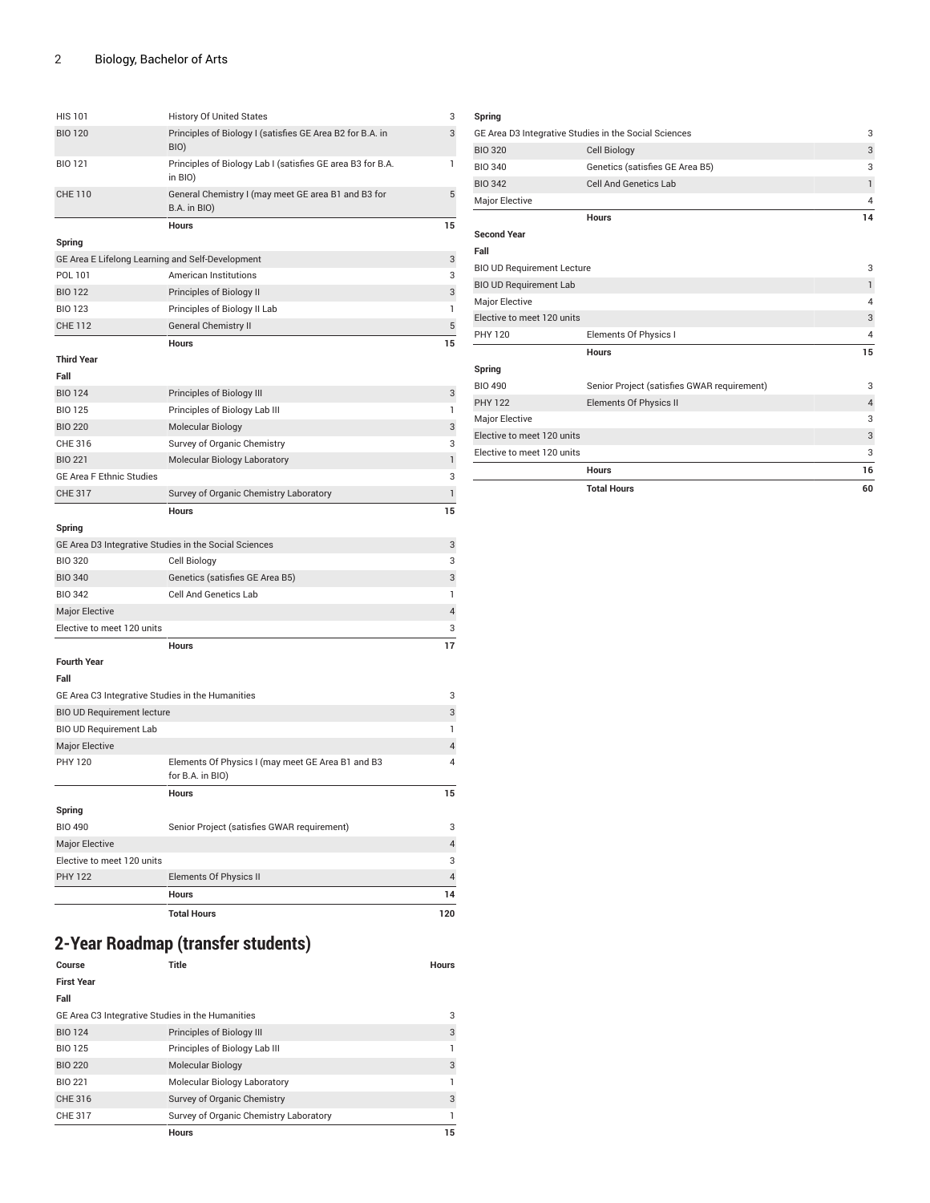| | | |
|---|---|---|
| HIS 101 | History Of United States | 3 |
| BIO 120 | Principles of Biology I (satisfies GE Area B2 for B.A. in BIO) | 3 |
| BIO 121 | Principles of Biology Lab I (satisfies GE area B3 for B.A. in BIO) | 1 |
| CHE 110 | General Chemistry I (may meet GE area B1 and B3 for B.A. in BIO) | 5 |
| | **Hours** | **15** |
| **Spring** | | |
| GE Area E Lifelong Learning and Self-Development | | 3 |
| POL 101 | American Institutions | 3 |
| BIO 122 | Principles of Biology II | 3 |
| BIO 123 | Principles of Biology II Lab | 1 |
| CHE 112 | General Chemistry II | 5 |
| | **Hours** | **15** |
| **Third Year** | | |
| **Fall** | | |
| BIO 124 | Principles of Biology III | 3 |
| BIO 125 | Principles of Biology Lab III | 1 |
| BIO 220 | Molecular Biology | 3 |
| CHE 316 | Survey of Organic Chemistry | 3 |
| BIO 221 | Molecular Biology Laboratory | 1 |
| GE Area F Ethnic Studies | | 3 |
| CHE 317 | Survey of Organic Chemistry Laboratory | 1 |
| | **Hours** | **15** |
| **Spring** | | |
| GE Area D3 Integrative Studies in the Social Sciences | | 3 |
| BIO 320 | Cell Biology | 3 |
| BIO 340 | Genetics (satisfies GE Area B5) | 3 |
| BIO 342 | Cell And Genetics Lab | 1 |
| Major Elective | | 4 |
| Elective to meet 120 units | | 3 |
| | **Hours** | **17** |
| **Fourth Year** | | |
| **Fall** | | |
| GE Area C3 Integrative Studies in the Humanities | | 3 |
| BIO UD Requirement lecture | | 3 |
| BIO UD Requirement Lab | | 1 |
| Major Elective | | 4 |
| PHY 120 | Elements Of Physics I (may meet GE Area B1 and B3 for B.A. in BIO) | 4 |
| | **Hours** | **15** |
| **Spring** | | |
| BIO 490 | Senior Project (satisfies GWAR requirement) | 3 |
| Major Elective | | 4 |
| Elective to meet 120 units | | 3 |
| PHY 122 | Elements Of Physics II | 4 |
| | **Hours** | **14** |
| | **Total Hours** | **120** |

## 2-Year Roadmap (transfer students)

| Course | Title | Hours |
|---|---|---|
| **First Year** | | |
| **Fall** | | |
| GE Area C3 Integrative Studies in the Humanities | | 3 |
| BIO 124 | Principles of Biology III | 3 |
| BIO 125 | Principles of Biology Lab III | 1 |
| BIO 220 | Molecular Biology | 3 |
| BIO 221 | Molecular Biology Laboratory | 1 |
| CHE 316 | Survey of Organic Chemistry | 3 |
| CHE 317 | Survey of Organic Chemistry Laboratory | 1 |
| | **Hours** | **15** |
| **Spring** | | |
| GE Area D3 Integrative Studies in the Social Sciences | | 3 |
| BIO 320 | Cell Biology | 3 |
| BIO 340 | Genetics (satisfies GE Area B5) | 3 |
| BIO 342 | Cell And Genetics Lab | 1 |
| Major Elective | | 4 |
| | **Hours** | **14** |
| **Second Year** | | |
| **Fall** | | |
| BIO UD Requirement Lecture | | 3 |
| BIO UD Requirement Lab | | 1 |
| Major Elective | | 4 |
| Elective to meet 120 units | | 3 |
| PHY 120 | Elements Of Physics I | 4 |
| | **Hours** | **15** |
| **Spring** | | |
| BIO 490 | Senior Project (satisfies GWAR requirement) | 3 |
| PHY 122 | Elements Of Physics II | 4 |
| Major Elective | | 3 |
| Elective to meet 120 units | | 3 |
| Elective to meet 120 units | | 3 |
| | **Hours** | **16** |
| | **Total Hours** | **60** |